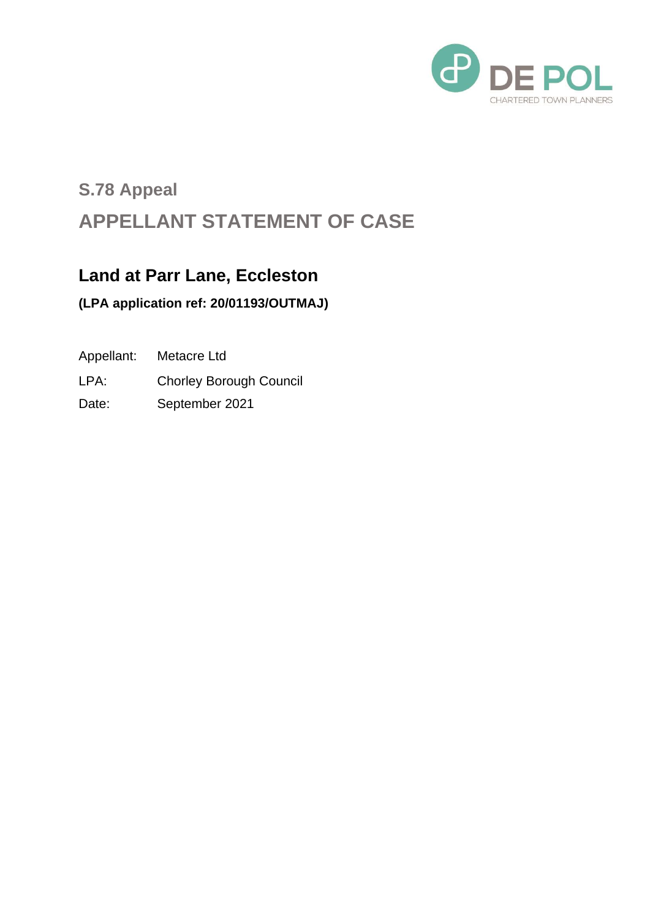DE POL

CHARTERED TOWN PLANNERS

## S.78 Appeal

# APPELLANT STATEMENT OF CASE

## Land at Parr Lane, Eccleston

**(LPA application ref: 20/01193/OUTMAJ)**

| | |
|---|---|
| Appellant: | Metacre Ltd |
| LPA: | Chorley Borough Council |
| Date: | September 2021 |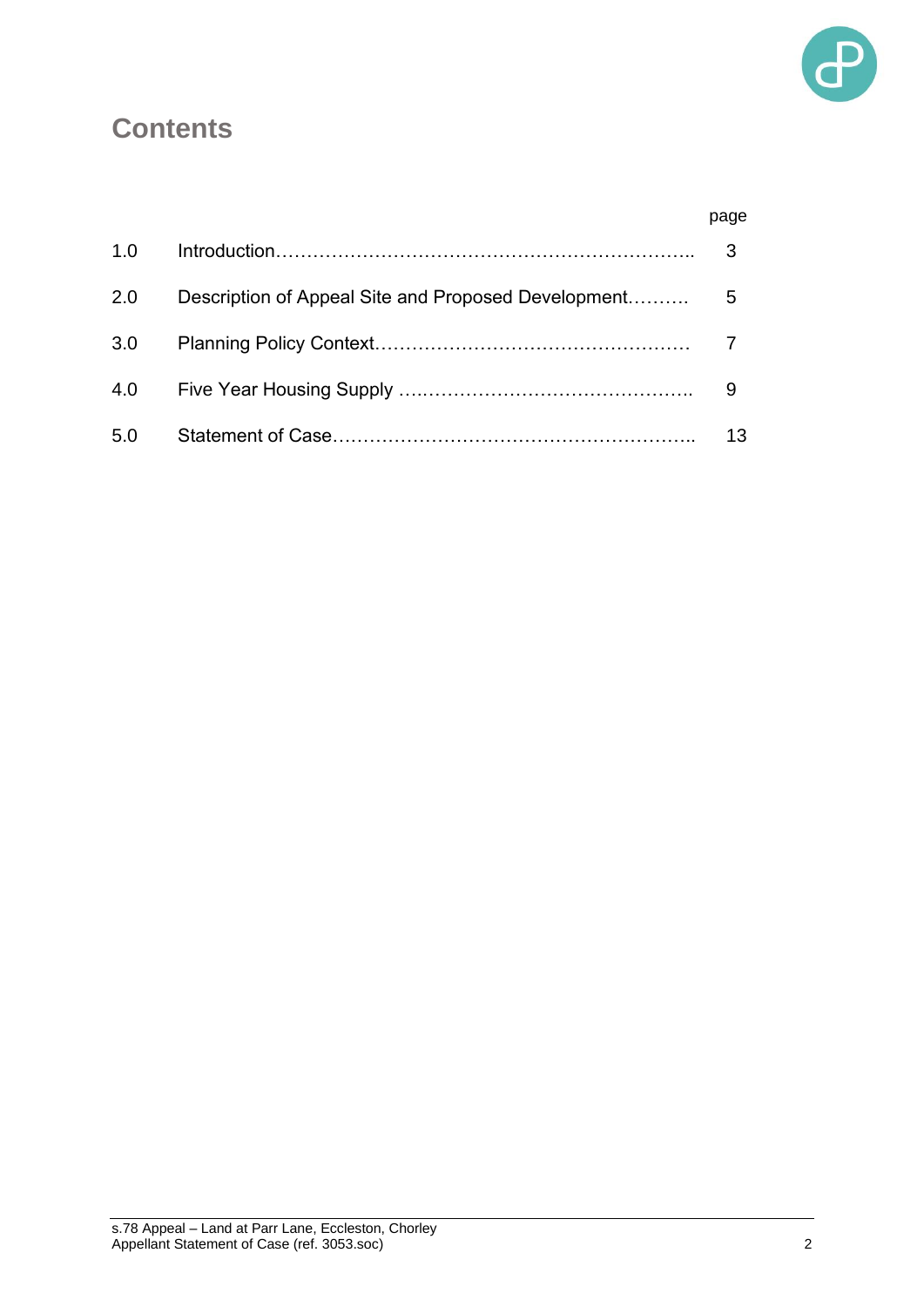# Contents

| | | page |
|---|---|---|
| 1.0 | Introduction………………………………………………………….. | 3 |
| 2.0 | Description of Appeal Site and Proposed Development………. | 5 |
| 3.0 | Planning Policy Context…………………………………………… | 7 |
| 4.0 | Five Year Housing Supply ….…………………………………….. | 9 |
| 5.0 | Statement of Case………………………………………………….. | 13 |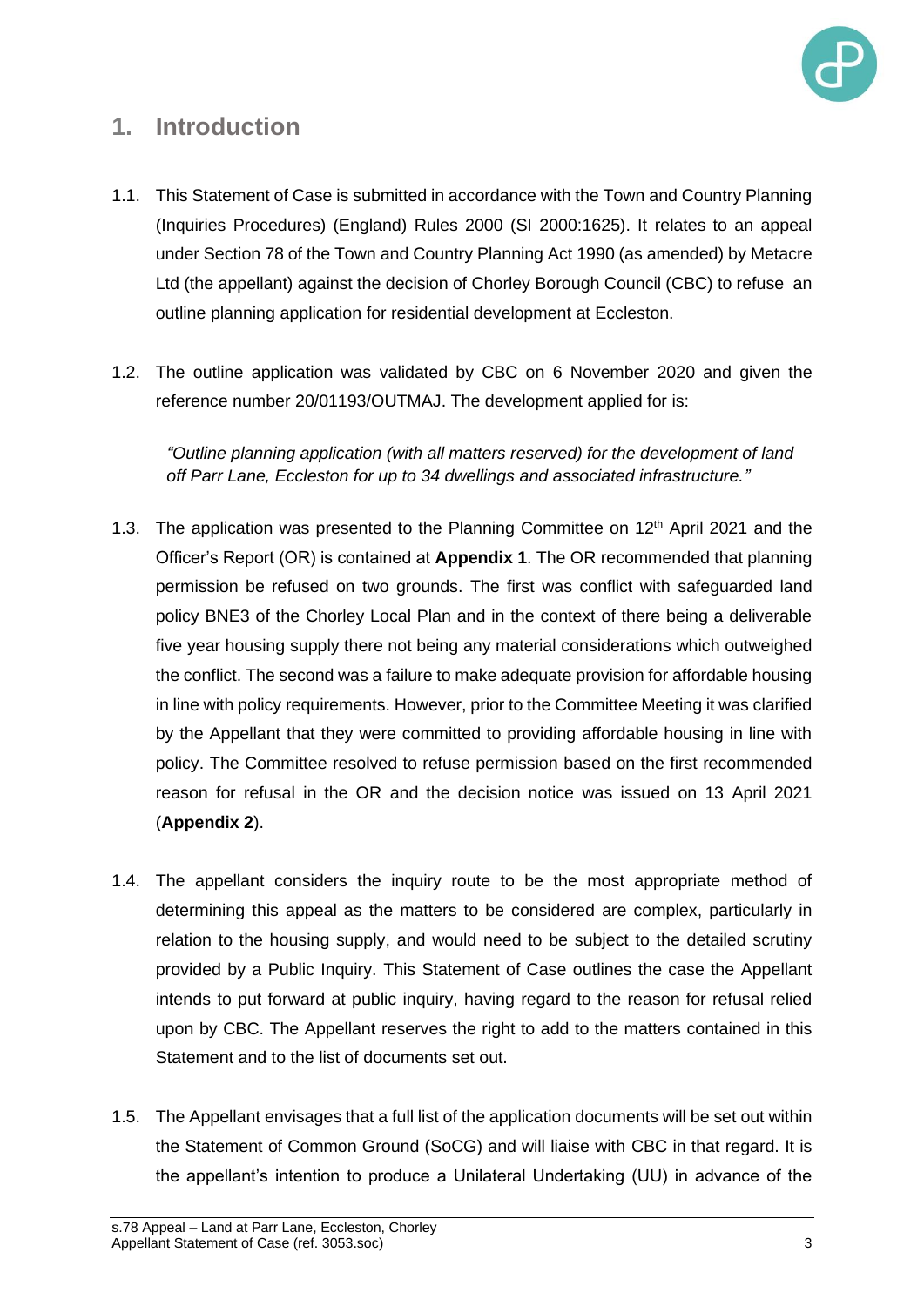# 1. Introduction

1.1. This Statement of Case is submitted in accordance with the Town and Country Planning (Inquiries Procedures) (England) Rules 2000 (SI 2000:1625). It relates to an appeal under Section 78 of the Town and Country Planning Act 1990 (as amended) by Metacre Ltd (the appellant) against the decision of Chorley Borough Council (CBC) to refuse an outline planning application for residential development at Eccleston.

1.2. The outline application was validated by CBC on 6 November 2020 and given the reference number 20/01193/OUTMAJ. The development applied for is:

> *"Outline planning application (with all matters reserved) for the development of land off Parr Lane, Eccleston for up to 34 dwellings and associated infrastructure."*

1.3. The application was presented to the Planning Committee on 12th April 2021 and the Officer's Report (OR) is contained at **Appendix 1**. The OR recommended that planning permission be refused on two grounds. The first was conflict with safeguarded land policy BNE3 of the Chorley Local Plan and in the context of there being a deliverable five year housing supply there not being any material considerations which outweighed the conflict. The second was a failure to make adequate provision for affordable housing in line with policy requirements. However, prior to the Committee Meeting it was clarified by the Appellant that they were committed to providing affordable housing in line with policy. The Committee resolved to refuse permission based on the first recommended reason for refusal in the OR and the decision notice was issued on 13 April 2021 (**Appendix 2**).

1.4. The appellant considers the inquiry route to be the most appropriate method of determining this appeal as the matters to be considered are complex, particularly in relation to the housing supply, and would need to be subject to the detailed scrutiny provided by a Public Inquiry. This Statement of Case outlines the case the Appellant intends to put forward at public inquiry, having regard to the reason for refusal relied upon by CBC. The Appellant reserves the right to add to the matters contained in this Statement and to the list of documents set out.

1.5. The Appellant envisages that a full list of the application documents will be set out within the Statement of Common Ground (SoCG) and will liaise with CBC in that regard. It is the appellant's intention to produce a Unilateral Undertaking (UU) in advance of the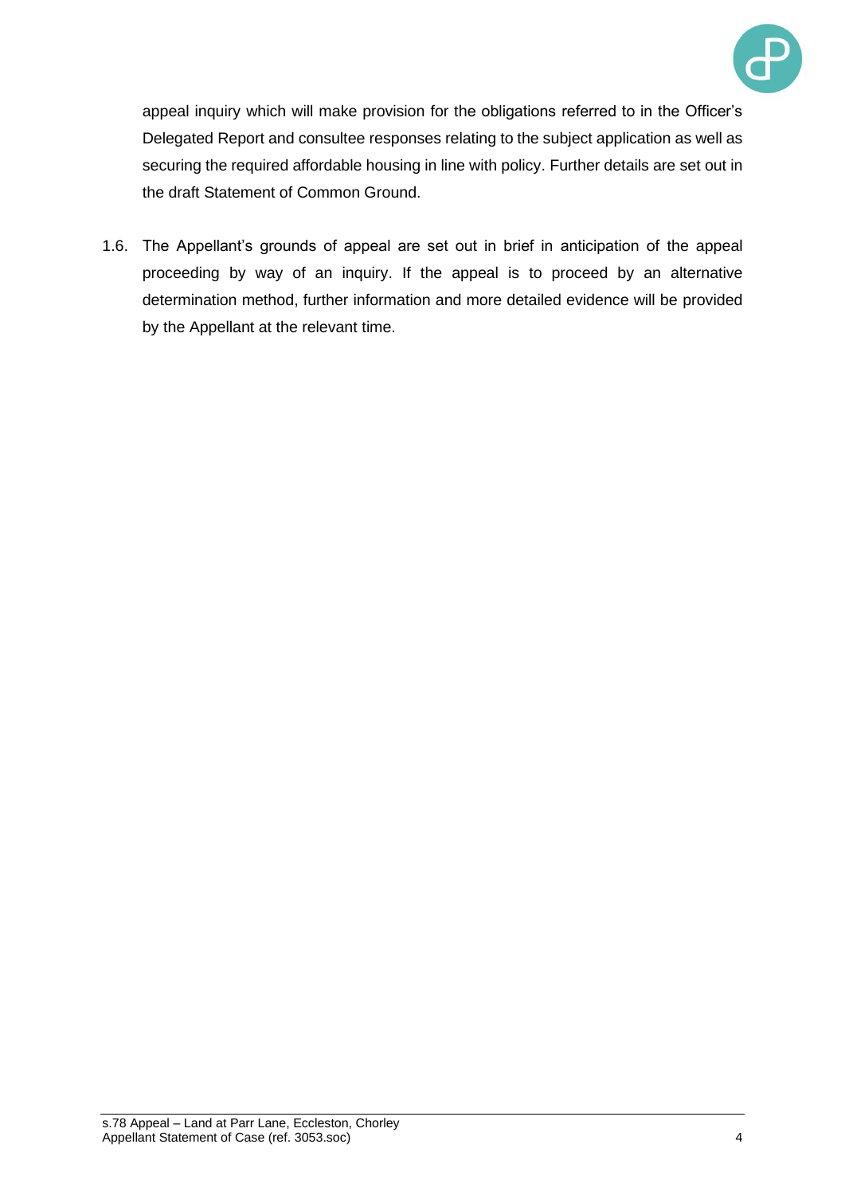appeal inquiry which will make provision for the obligations referred to in the Officer's Delegated Report and consultee responses relating to the subject application as well as securing the required affordable housing in line with policy. Further details are set out in the draft Statement of Common Ground.

1.6. The Appellant's grounds of appeal are set out in brief in anticipation of the appeal proceeding by way of an inquiry. If the appeal is to proceed by an alternative determination method, further information and more detailed evidence will be provided by the Appellant at the relevant time.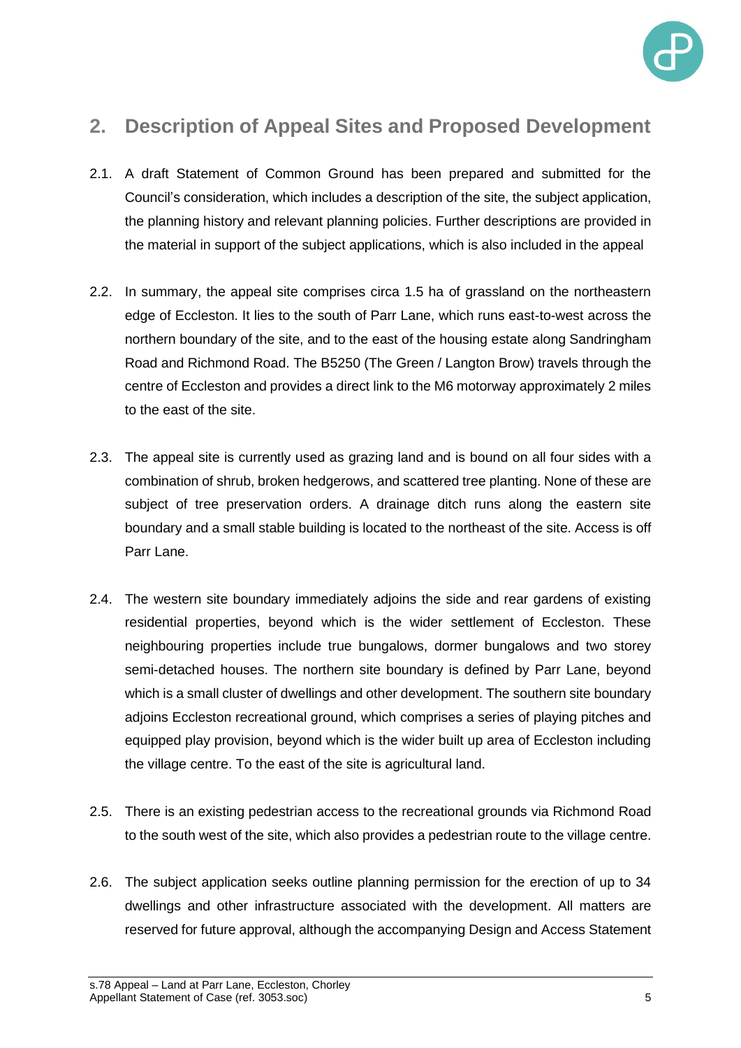## 2. Description of Appeal Sites and Proposed Development

2.1. A draft Statement of Common Ground has been prepared and submitted for the Council's consideration, which includes a description of the site, the subject application, the planning history and relevant planning policies. Further descriptions are provided in the material in support of the subject applications, which is also included in the appeal

2.2. In summary, the appeal site comprises circa 1.5 ha of grassland on the northeastern edge of Eccleston. It lies to the south of Parr Lane, which runs east-to-west across the northern boundary of the site, and to the east of the housing estate along Sandringham Road and Richmond Road. The B5250 (The Green / Langton Brow) travels through the centre of Eccleston and provides a direct link to the M6 motorway approximately 2 miles to the east of the site.

2.3. The appeal site is currently used as grazing land and is bound on all four sides with a combination of shrub, broken hedgerows, and scattered tree planting. None of these are subject of tree preservation orders. A drainage ditch runs along the eastern site boundary and a small stable building is located to the northeast of the site. Access is off Parr Lane.

2.4. The western site boundary immediately adjoins the side and rear gardens of existing residential properties, beyond which is the wider settlement of Eccleston. These neighbouring properties include true bungalows, dormer bungalows and two storey semi-detached houses. The northern site boundary is defined by Parr Lane, beyond which is a small cluster of dwellings and other development. The southern site boundary adjoins Eccleston recreational ground, which comprises a series of playing pitches and equipped play provision, beyond which is the wider built up area of Eccleston including the village centre. To the east of the site is agricultural land.

2.5. There is an existing pedestrian access to the recreational grounds via Richmond Road to the south west of the site, which also provides a pedestrian route to the village centre.

2.6. The subject application seeks outline planning permission for the erection of up to 34 dwellings and other infrastructure associated with the development. All matters are reserved for future approval, although the accompanying Design and Access Statement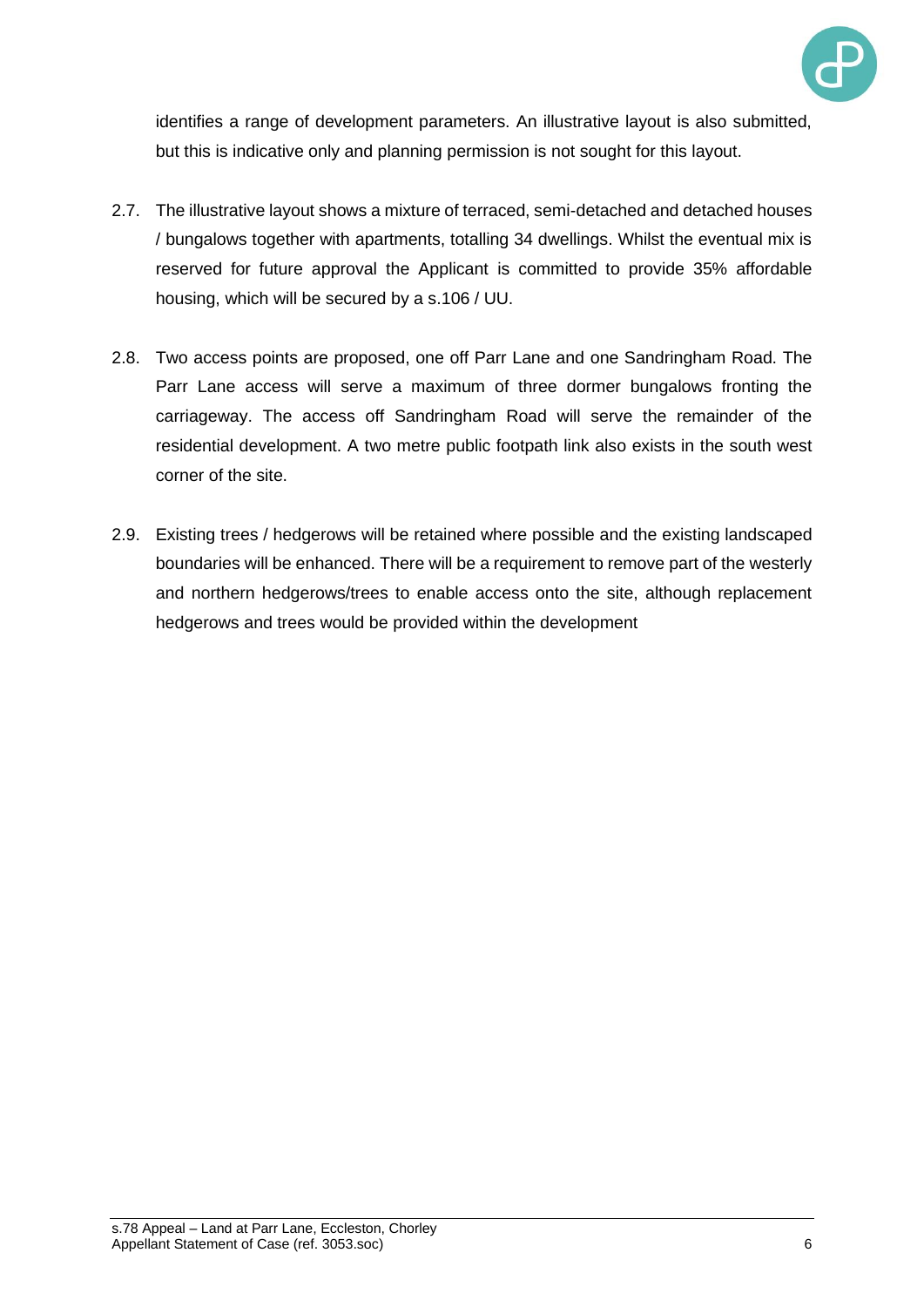identifies a range of development parameters. An illustrative layout is also submitted, but this is indicative only and planning permission is not sought for this layout.

2.7. The illustrative layout shows a mixture of terraced, semi-detached and detached houses / bungalows together with apartments, totalling 34 dwellings. Whilst the eventual mix is reserved for future approval the Applicant is committed to provide 35% affordable housing, which will be secured by a s.106 / UU.

2.8. Two access points are proposed, one off Parr Lane and one Sandringham Road. The Parr Lane access will serve a maximum of three dormer bungalows fronting the carriageway. The access off Sandringham Road will serve the remainder of the residential development. A two metre public footpath link also exists in the south west corner of the site.

2.9. Existing trees / hedgerows will be retained where possible and the existing landscaped boundaries will be enhanced. There will be a requirement to remove part of the westerly and northern hedgerows/trees to enable access onto the site, although replacement hedgerows and trees would be provided within the development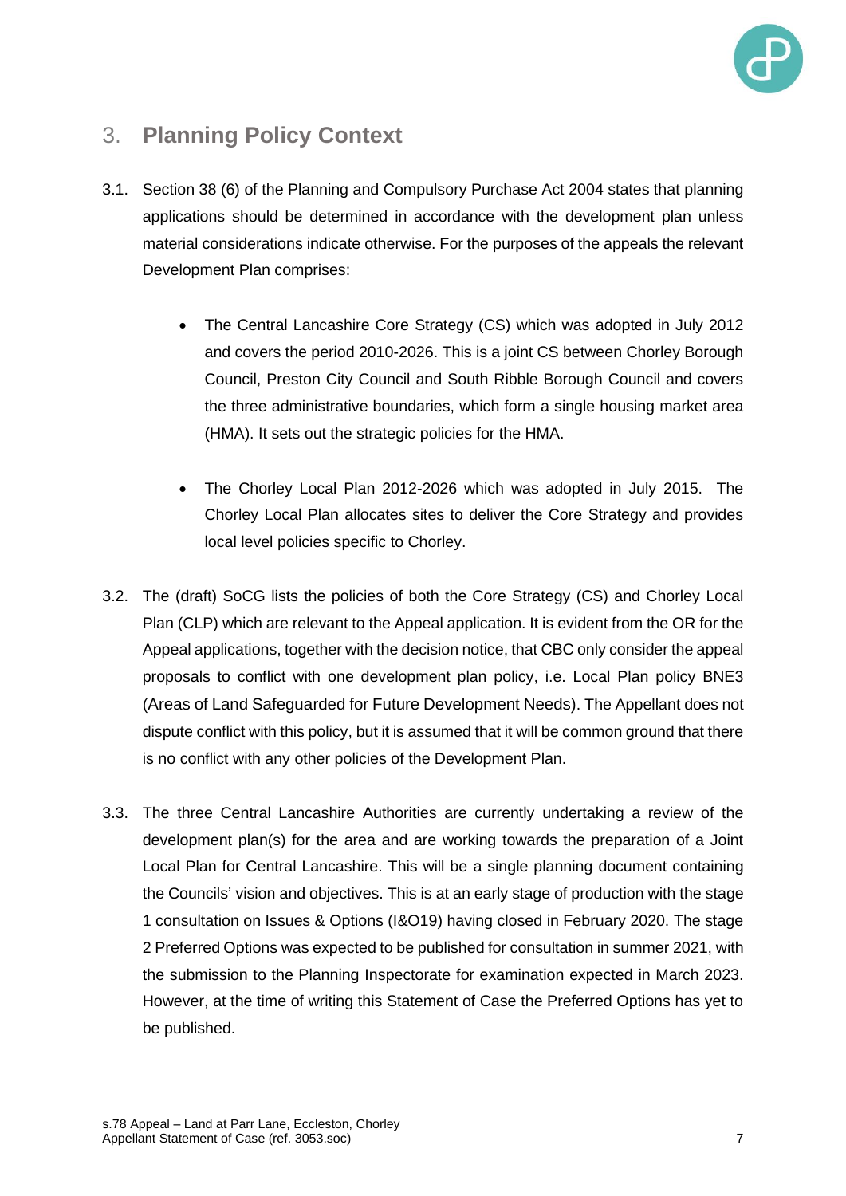## 3. Planning Policy Context

3.1. Section 38 (6) of the Planning and Compulsory Purchase Act 2004 states that planning applications should be determined in accordance with the development plan unless material considerations indicate otherwise. For the purposes of the appeals the relevant Development Plan comprises:

- The Central Lancashire Core Strategy (CS) which was adopted in July 2012 and covers the period 2010-2026. This is a joint CS between Chorley Borough Council, Preston City Council and South Ribble Borough Council and covers the three administrative boundaries, which form a single housing market area (HMA). It sets out the strategic policies for the HMA.

- The Chorley Local Plan 2012-2026 which was adopted in July 2015. The Chorley Local Plan allocates sites to deliver the Core Strategy and provides local level policies specific to Chorley.

3.2. The (draft) SoCG lists the policies of both the Core Strategy (CS) and Chorley Local Plan (CLP) which are relevant to the Appeal application. It is evident from the OR for the Appeal applications, together with the decision notice, that CBC only consider the appeal proposals to conflict with one development plan policy, i.e. Local Plan policy BNE3 (Areas of Land Safeguarded for Future Development Needs). The Appellant does not dispute conflict with this policy, but it is assumed that it will be common ground that there is no conflict with any other policies of the Development Plan.

3.3. The three Central Lancashire Authorities are currently undertaking a review of the development plan(s) for the area and are working towards the preparation of a Joint Local Plan for Central Lancashire. This will be a single planning document containing the Councils' vision and objectives. This is at an early stage of production with the stage 1 consultation on Issues & Options (I&O19) having closed in February 2020. The stage 2 Preferred Options was expected to be published for consultation in summer 2021, with the submission to the Planning Inspectorate for examination expected in March 2023. However, at the time of writing this Statement of Case the Preferred Options has yet to be published.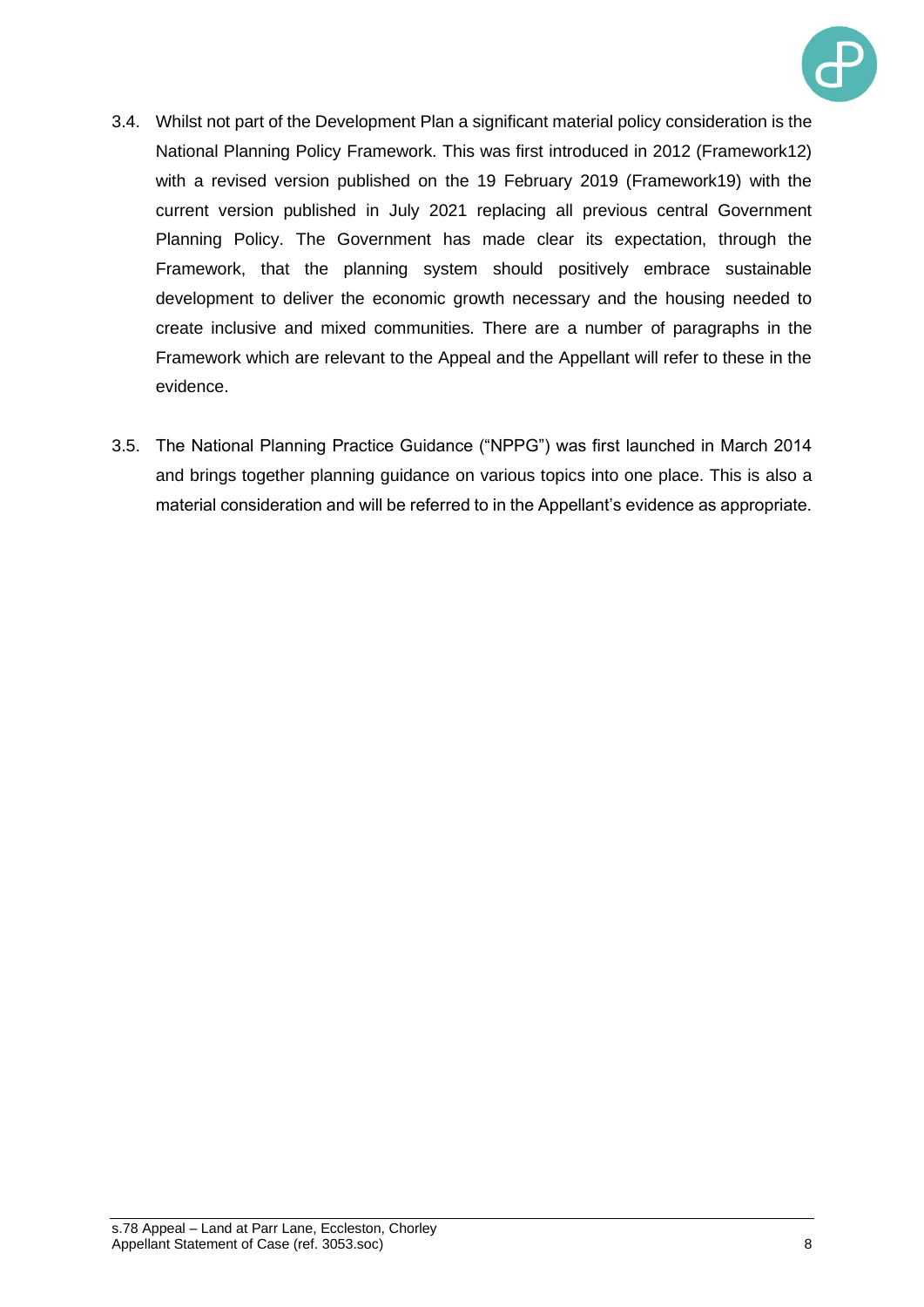3.4. Whilst not part of the Development Plan a significant material policy consideration is the National Planning Policy Framework. This was first introduced in 2012 (Framework12) with a revised version published on the 19 February 2019 (Framework19) with the current version published in July 2021 replacing all previous central Government Planning Policy. The Government has made clear its expectation, through the Framework, that the planning system should positively embrace sustainable development to deliver the economic growth necessary and the housing needed to create inclusive and mixed communities. There are a number of paragraphs in the Framework which are relevant to the Appeal and the Appellant will refer to these in the evidence.

3.5. The National Planning Practice Guidance ("NPPG") was first launched in March 2014 and brings together planning guidance on various topics into one place. This is also a material consideration and will be referred to in the Appellant's evidence as appropriate.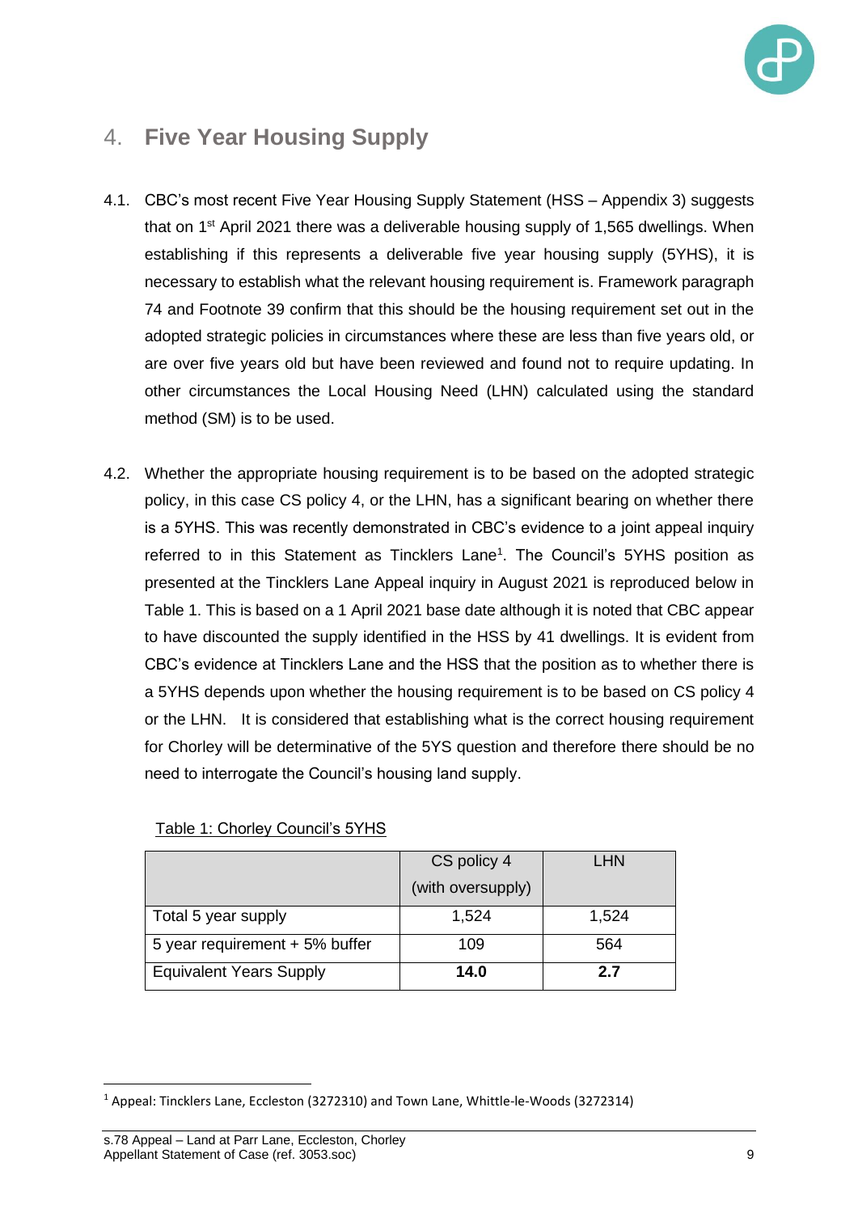# 4. Five Year Housing Supply

4.1. CBC's most recent Five Year Housing Supply Statement (HSS – Appendix 3) suggests that on 1st April 2021 there was a deliverable housing supply of 1,565 dwellings. When establishing if this represents a deliverable five year housing supply (5YHS), it is necessary to establish what the relevant housing requirement is. Framework paragraph 74 and Footnote 39 confirm that this should be the housing requirement set out in the adopted strategic policies in circumstances where these are less than five years old, or are over five years old but have been reviewed and found not to require updating. In other circumstances the Local Housing Need (LHN) calculated using the standard method (SM) is to be used.

4.2. Whether the appropriate housing requirement is to be based on the adopted strategic policy, in this case CS policy 4, or the LHN, has a significant bearing on whether there is a 5YHS. This was recently demonstrated in CBC's evidence to a joint appeal inquiry referred to in this Statement as Tincklers Lane[1]. The Council's 5YHS position as presented at the Tincklers Lane Appeal inquiry in August 2021 is reproduced below in Table 1. This is based on a 1 April 2021 base date although it is noted that CBC appear to have discounted the supply identified in the HSS by 41 dwellings. It is evident from CBC's evidence at Tincklers Lane and the HSS that the position as to whether there is a 5YHS depends upon whether the housing requirement is to be based on CS policy 4 or the LHN. It is considered that establishing what is the correct housing requirement for Chorley will be determinative of the 5YS question and therefore there should be no need to interrogate the Council's housing land supply.

Table 1: Chorley Council's 5YHS

| | CS policy 4 (with oversupply) | LHN |
|---|---|---|
| Total 5 year supply | 1,524 | 1,524 |
| 5 year requirement + 5% buffer | 109 | 564 |
| Equivalent Years Supply | **14.0** | **2.7** |

[1] Appeal: Tincklers Lane, Eccleston (3272310) and Town Lane, Whittle-le-Woods (3272314)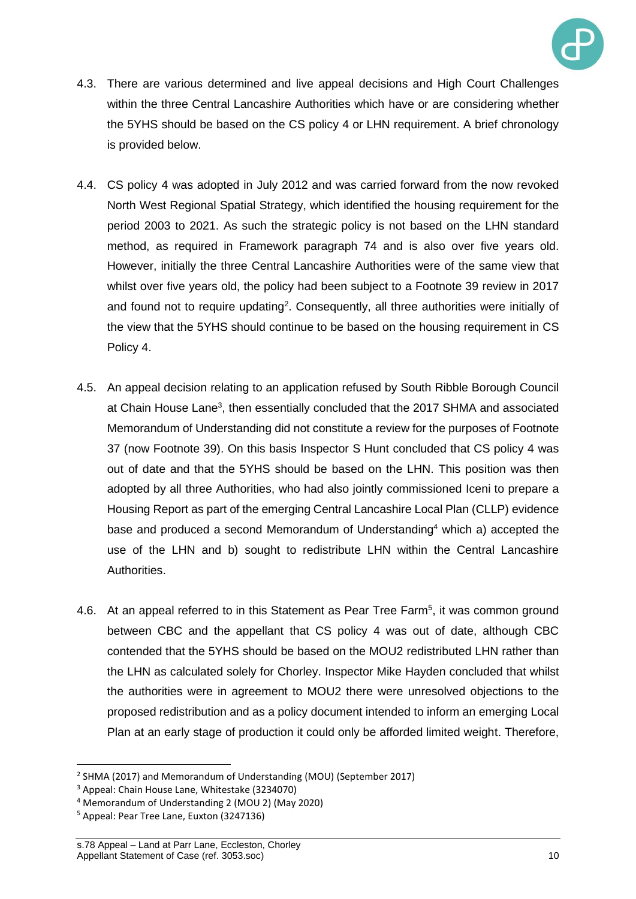4.3. There are various determined and live appeal decisions and High Court Challenges within the three Central Lancashire Authorities which have or are considering whether the 5YHS should be based on the CS policy 4 or LHN requirement. A brief chronology is provided below.

4.4. CS policy 4 was adopted in July 2012 and was carried forward from the now revoked North West Regional Spatial Strategy, which identified the housing requirement for the period 2003 to 2021. As such the strategic policy is not based on the LHN standard method, as required in Framework paragraph 74 and is also over five years old. However, initially the three Central Lancashire Authorities were of the same view that whilst over five years old, the policy had been subject to a Footnote 39 review in 2017 and found not to require updating[2]. Consequently, all three authorities were initially of the view that the 5YHS should continue to be based on the housing requirement in CS Policy 4.

4.5. An appeal decision relating to an application refused by South Ribble Borough Council at Chain House Lane[3], then essentially concluded that the 2017 SHMA and associated Memorandum of Understanding did not constitute a review for the purposes of Footnote 37 (now Footnote 39). On this basis Inspector S Hunt concluded that CS policy 4 was out of date and that the 5YHS should be based on the LHN. This position was then adopted by all three Authorities, who had also jointly commissioned Iceni to prepare a Housing Report as part of the emerging Central Lancashire Local Plan (CLLP) evidence base and produced a second Memorandum of Understanding[4] which a) accepted the use of the LHN and b) sought to redistribute LHN within the Central Lancashire Authorities.

4.6. At an appeal referred to in this Statement as Pear Tree Farm[5], it was common ground between CBC and the appellant that CS policy 4 was out of date, although CBC contended that the 5YHS should be based on the MOU2 redistributed LHN rather than the LHN as calculated solely for Chorley. Inspector Mike Hayden concluded that whilst the authorities were in agreement to MOU2 there were unresolved objections to the proposed redistribution and as a policy document intended to inform an emerging Local Plan at an early stage of production it could only be afforded limited weight. Therefore,

---

[2] SHMA (2017) and Memorandum of Understanding (MOU) (September 2017)

[3] Appeal: Chain House Lane, Whitestake (3234070)

[4] Memorandum of Understanding 2 (MOU 2) (May 2020)

[5] Appeal: Pear Tree Lane, Euxton (3247136)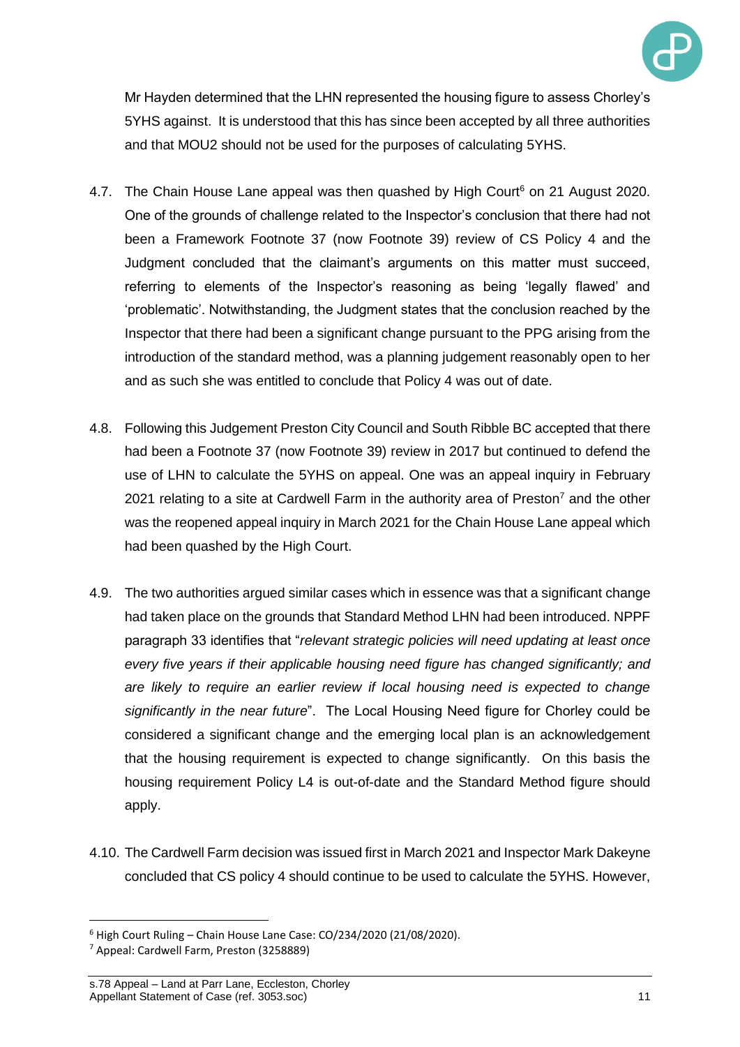Mr Hayden determined that the LHN represented the housing figure to assess Chorley's 5YHS against. It is understood that this has since been accepted by all three authorities and that MOU2 should not be used for the purposes of calculating 5YHS.

4.7. The Chain House Lane appeal was then quashed by High Court[6] on 21 August 2020. One of the grounds of challenge related to the Inspector's conclusion that there had not been a Framework Footnote 37 (now Footnote 39) review of CS Policy 4 and the Judgment concluded that the claimant's arguments on this matter must succeed, referring to elements of the Inspector's reasoning as being 'legally flawed' and 'problematic'. Notwithstanding, the Judgment states that the conclusion reached by the Inspector that there had been a significant change pursuant to the PPG arising from the introduction of the standard method, was a planning judgement reasonably open to her and as such she was entitled to conclude that Policy 4 was out of date.

4.8. Following this Judgement Preston City Council and South Ribble BC accepted that there had been a Footnote 37 (now Footnote 39) review in 2017 but continued to defend the use of LHN to calculate the 5YHS on appeal. One was an appeal inquiry in February 2021 relating to a site at Cardwell Farm in the authority area of Preston[7] and the other was the reopened appeal inquiry in March 2021 for the Chain House Lane appeal which had been quashed by the High Court.

4.9. The two authorities argued similar cases which in essence was that a significant change had taken place on the grounds that Standard Method LHN had been introduced. NPPF paragraph 33 identifies that "*relevant strategic policies will need updating at least once every five years if their applicable housing need figure has changed significantly; and are likely to require an earlier review if local housing need is expected to change significantly in the near future*". The Local Housing Need figure for Chorley could be considered a significant change and the emerging local plan is an acknowledgement that the housing requirement is expected to change significantly. On this basis the housing requirement Policy L4 is out-of-date and the Standard Method figure should apply.

4.10. The Cardwell Farm decision was issued first in March 2021 and Inspector Mark Dakeyne concluded that CS policy 4 should continue to be used to calculate the 5YHS. However,

---

[6] High Court Ruling – Chain House Lane Case: CO/234/2020 (21/08/2020).

[7] Appeal: Cardwell Farm, Preston (3258889)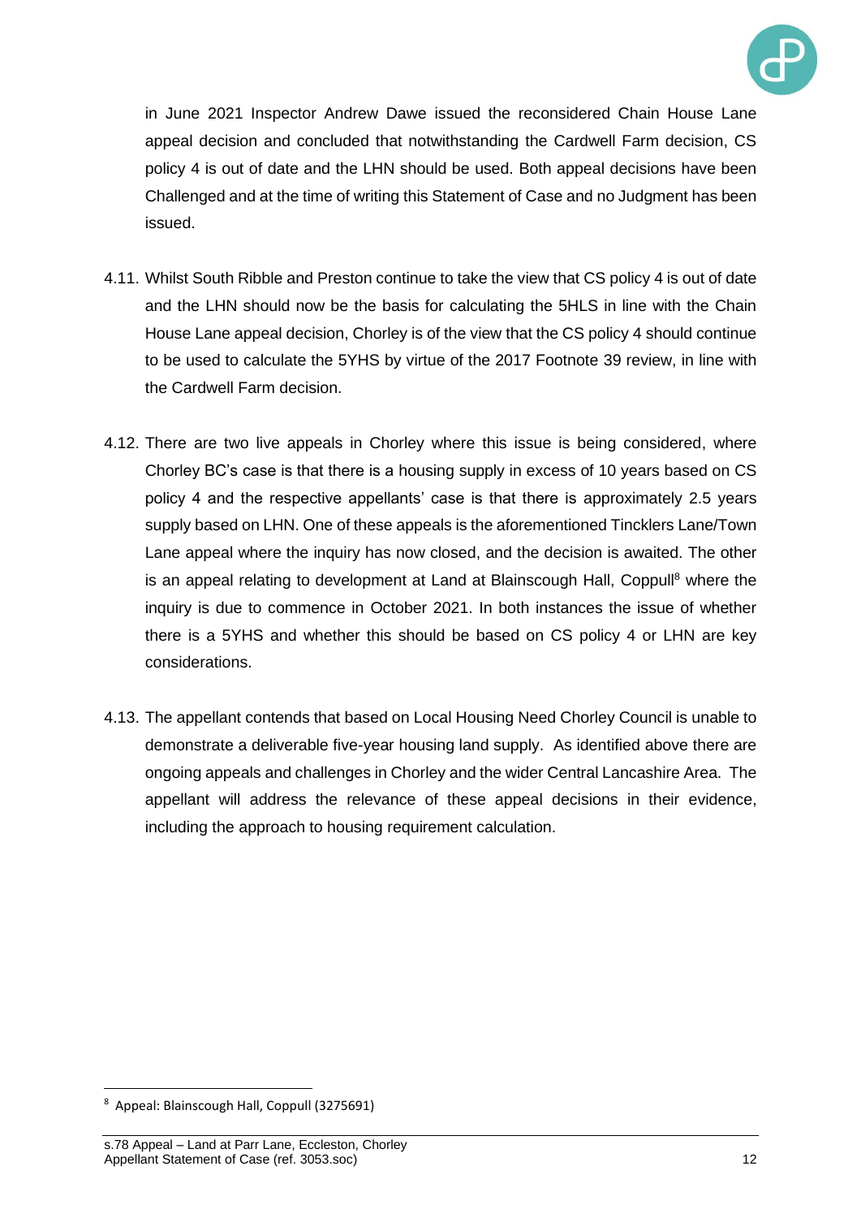in June 2021 Inspector Andrew Dawe issued the reconsidered Chain House Lane appeal decision and concluded that notwithstanding the Cardwell Farm decision, CS policy 4 is out of date and the LHN should be used. Both appeal decisions have been Challenged and at the time of writing this Statement of Case and no Judgment has been issued.

4.11. Whilst South Ribble and Preston continue to take the view that CS policy 4 is out of date and the LHN should now be the basis for calculating the 5HLS in line with the Chain House Lane appeal decision, Chorley is of the view that the CS policy 4 should continue to be used to calculate the 5YHS by virtue of the 2017 Footnote 39 review, in line with the Cardwell Farm decision.

4.12. There are two live appeals in Chorley where this issue is being considered, where Chorley BC's case is that there is a housing supply in excess of 10 years based on CS policy 4 and the respective appellants' case is that there is approximately 2.5 years supply based on LHN. One of these appeals is the aforementioned Tincklers Lane/Town Lane appeal where the inquiry has now closed, and the decision is awaited. The other is an appeal relating to development at Land at Blainscough Hall, Coppull[8] where the inquiry is due to commence in October 2021. In both instances the issue of whether there is a 5YHS and whether this should be based on CS policy 4 or LHN are key considerations.

4.13. The appellant contends that based on Local Housing Need Chorley Council is unable to demonstrate a deliverable five-year housing land supply. As identified above there are ongoing appeals and challenges in Chorley and the wider Central Lancashire Area. The appellant will address the relevance of these appeal decisions in their evidence, including the approach to housing requirement calculation.

[8] Appeal: Blainscough Hall, Coppull (3275691)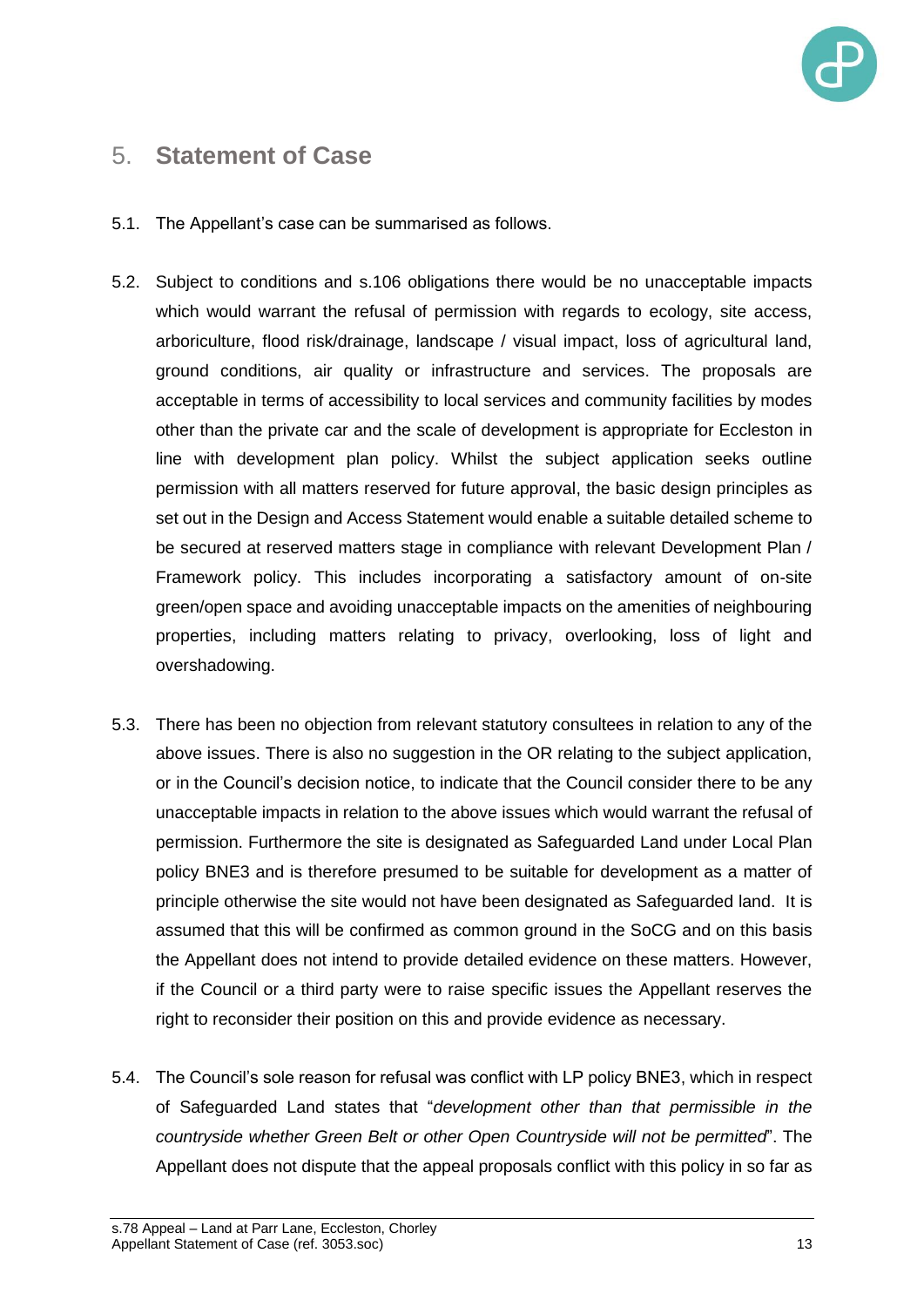## 5. Statement of Case

5.1. The Appellant's case can be summarised as follows.

5.2. Subject to conditions and s.106 obligations there would be no unacceptable impacts which would warrant the refusal of permission with regards to ecology, site access, arboriculture, flood risk/drainage, landscape / visual impact, loss of agricultural land, ground conditions, air quality or infrastructure and services. The proposals are acceptable in terms of accessibility to local services and community facilities by modes other than the private car and the scale of development is appropriate for Eccleston in line with development plan policy. Whilst the subject application seeks outline permission with all matters reserved for future approval, the basic design principles as set out in the Design and Access Statement would enable a suitable detailed scheme to be secured at reserved matters stage in compliance with relevant Development Plan / Framework policy. This includes incorporating a satisfactory amount of on-site green/open space and avoiding unacceptable impacts on the amenities of neighbouring properties, including matters relating to privacy, overlooking, loss of light and overshadowing.

5.3. There has been no objection from relevant statutory consultees in relation to any of the above issues. There is also no suggestion in the OR relating to the subject application, or in the Council's decision notice, to indicate that the Council consider there to be any unacceptable impacts in relation to the above issues which would warrant the refusal of permission. Furthermore the site is designated as Safeguarded Land under Local Plan policy BNE3 and is therefore presumed to be suitable for development as a matter of principle otherwise the site would not have been designated as Safeguarded land. It is assumed that this will be confirmed as common ground in the SoCG and on this basis the Appellant does not intend to provide detailed evidence on these matters. However, if the Council or a third party were to raise specific issues the Appellant reserves the right to reconsider their position on this and provide evidence as necessary.

5.4. The Council's sole reason for refusal was conflict with LP policy BNE3, which in respect of Safeguarded Land states that "*development other than that permissible in the countryside whether Green Belt or other Open Countryside will not be permitted*". The Appellant does not dispute that the appeal proposals conflict with this policy in so far as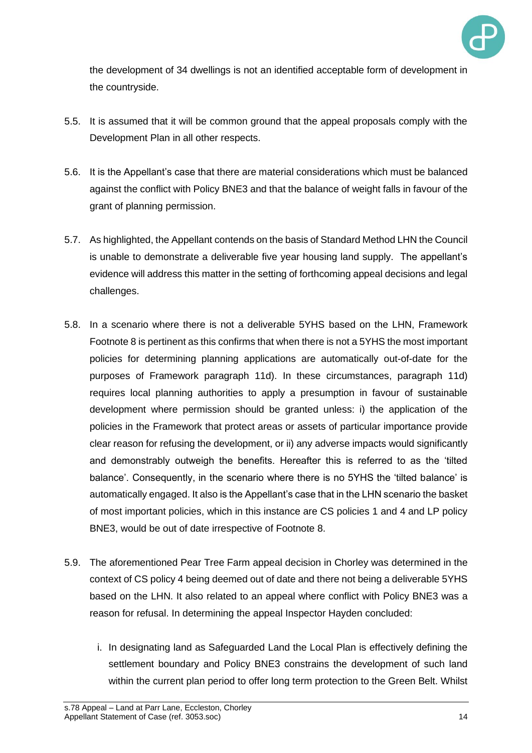the development of 34 dwellings is not an identified acceptable form of development in the countryside.

5.5. It is assumed that it will be common ground that the appeal proposals comply with the Development Plan in all other respects.

5.6. It is the Appellant's case that there are material considerations which must be balanced against the conflict with Policy BNE3 and that the balance of weight falls in favour of the grant of planning permission.

5.7. As highlighted, the Appellant contends on the basis of Standard Method LHN the Council is unable to demonstrate a deliverable five year housing land supply. The appellant's evidence will address this matter in the setting of forthcoming appeal decisions and legal challenges.

5.8. In a scenario where there is not a deliverable 5YHS based on the LHN, Framework Footnote 8 is pertinent as this confirms that when there is not a 5YHS the most important policies for determining planning applications are automatically out-of-date for the purposes of Framework paragraph 11d). In these circumstances, paragraph 11d) requires local planning authorities to apply a presumption in favour of sustainable development where permission should be granted unless: i) the application of the policies in the Framework that protect areas or assets of particular importance provide clear reason for refusing the development, or ii) any adverse impacts would significantly and demonstrably outweigh the benefits. Hereafter this is referred to as the 'tilted balance'. Consequently, in the scenario where there is no 5YHS the 'tilted balance' is automatically engaged. It also is the Appellant's case that in the LHN scenario the basket of most important policies, which in this instance are CS policies 1 and 4 and LP policy BNE3, would be out of date irrespective of Footnote 8.

5.9. The aforementioned Pear Tree Farm appeal decision in Chorley was determined in the context of CS policy 4 being deemed out of date and there not being a deliverable 5YHS based on the LHN. It also related to an appeal where conflict with Policy BNE3 was a reason for refusal. In determining the appeal Inspector Hayden concluded:

  i. In designating land as Safeguarded Land the Local Plan is effectively defining the settlement boundary and Policy BNE3 constrains the development of such land within the current plan period to offer long term protection to the Green Belt. Whilst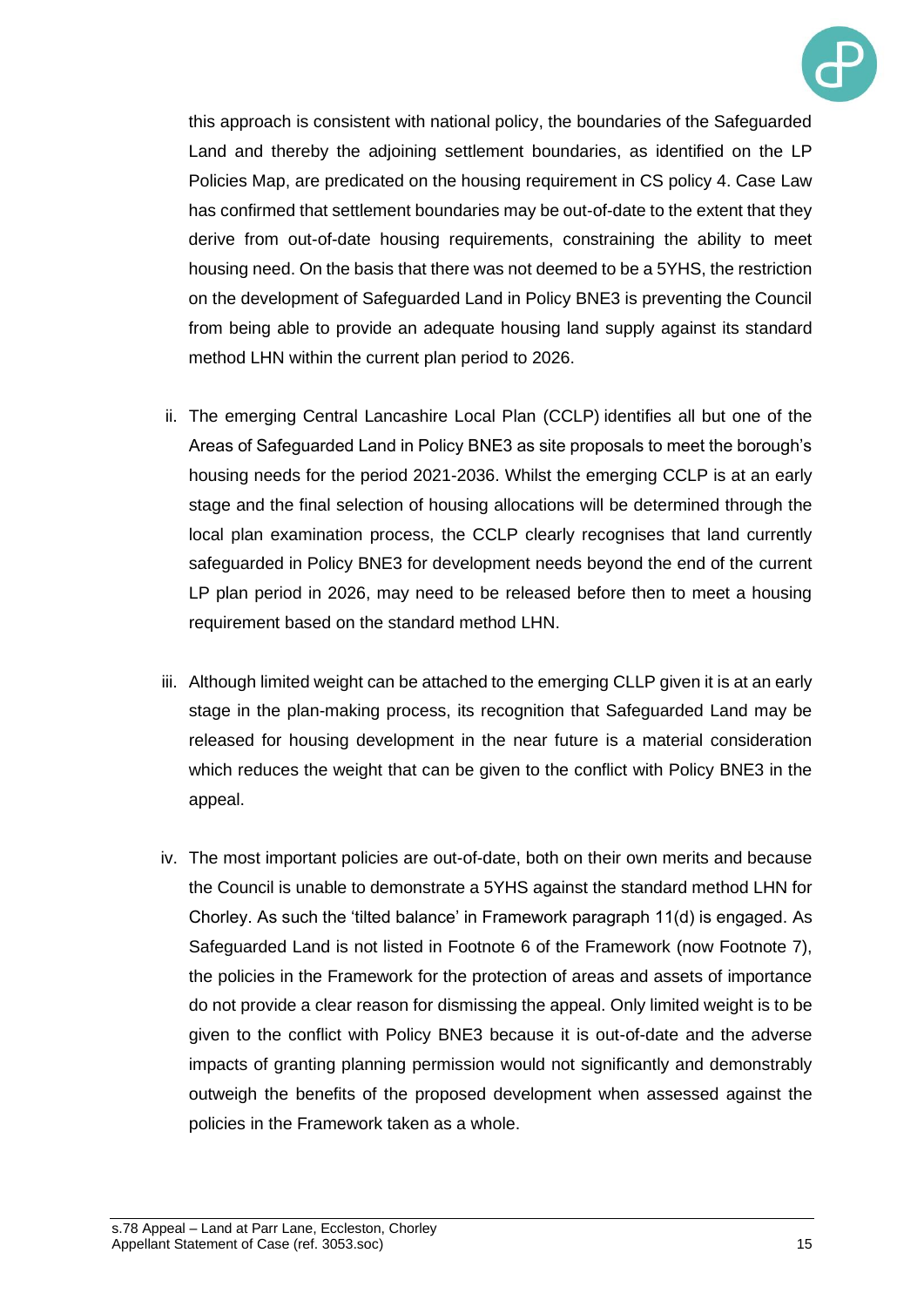this approach is consistent with national policy, the boundaries of the Safeguarded Land and thereby the adjoining settlement boundaries, as identified on the LP Policies Map, are predicated on the housing requirement in CS policy 4. Case Law has confirmed that settlement boundaries may be out-of-date to the extent that they derive from out-of-date housing requirements, constraining the ability to meet housing need. On the basis that there was not deemed to be a 5YHS, the restriction on the development of Safeguarded Land in Policy BNE3 is preventing the Council from being able to provide an adequate housing land supply against its standard method LHN within the current plan period to 2026.

ii. The emerging Central Lancashire Local Plan (CCLP) identifies all but one of the Areas of Safeguarded Land in Policy BNE3 as site proposals to meet the borough's housing needs for the period 2021-2036. Whilst the emerging CCLP is at an early stage and the final selection of housing allocations will be determined through the local plan examination process, the CCLP clearly recognises that land currently safeguarded in Policy BNE3 for development needs beyond the end of the current LP plan period in 2026, may need to be released before then to meet a housing requirement based on the standard method LHN.

iii. Although limited weight can be attached to the emerging CLLP given it is at an early stage in the plan-making process, its recognition that Safeguarded Land may be released for housing development in the near future is a material consideration which reduces the weight that can be given to the conflict with Policy BNE3 in the appeal.

iv. The most important policies are out-of-date, both on their own merits and because the Council is unable to demonstrate a 5YHS against the standard method LHN for Chorley. As such the 'tilted balance' in Framework paragraph 11(d) is engaged. As Safeguarded Land is not listed in Footnote 6 of the Framework (now Footnote 7), the policies in the Framework for the protection of areas and assets of importance do not provide a clear reason for dismissing the appeal. Only limited weight is to be given to the conflict with Policy BNE3 because it is out-of-date and the adverse impacts of granting planning permission would not significantly and demonstrably outweigh the benefits of the proposed development when assessed against the policies in the Framework taken as a whole.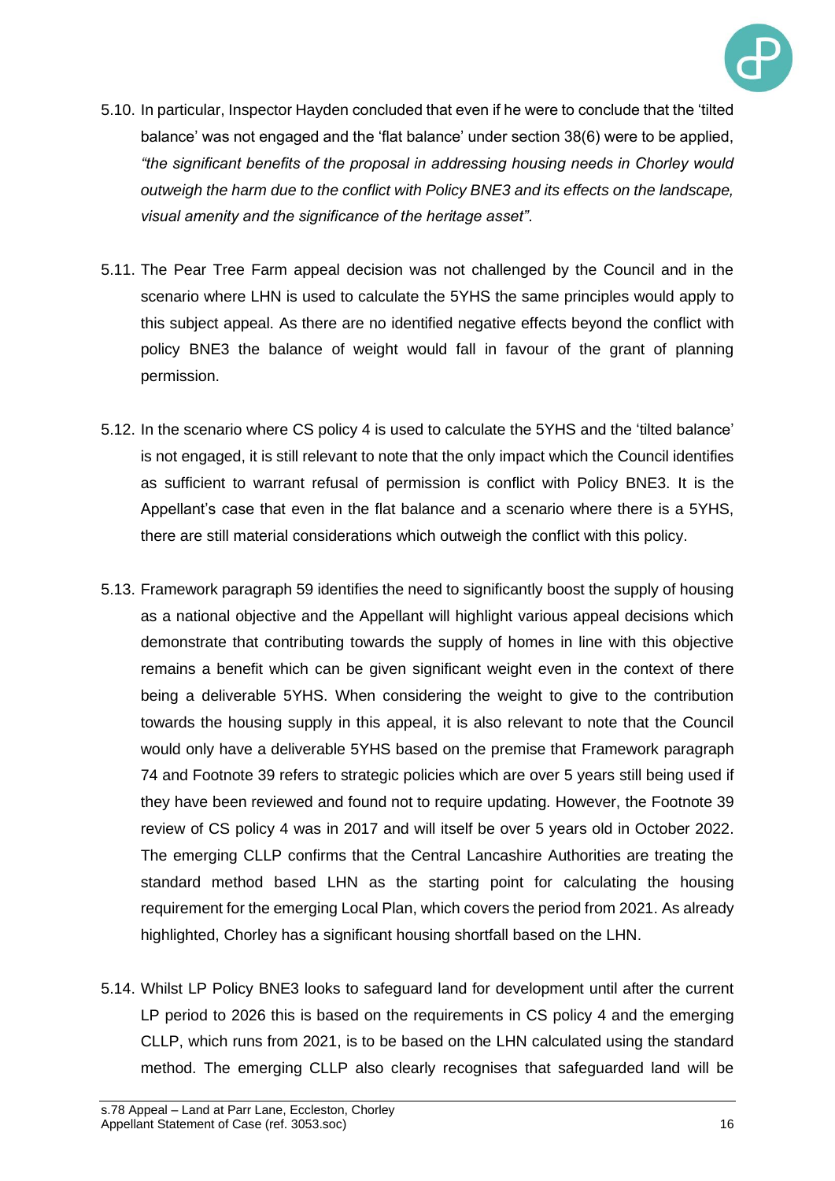5.10. In particular, Inspector Hayden concluded that even if he were to conclude that the 'tilted balance' was not engaged and the 'flat balance' under section 38(6) were to be applied, *"the significant benefits of the proposal in addressing housing needs in Chorley would outweigh the harm due to the conflict with Policy BNE3 and its effects on the landscape, visual amenity and the significance of the heritage asset"*.

5.11. The Pear Tree Farm appeal decision was not challenged by the Council and in the scenario where LHN is used to calculate the 5YHS the same principles would apply to this subject appeal. As there are no identified negative effects beyond the conflict with policy BNE3 the balance of weight would fall in favour of the grant of planning permission.

5.12. In the scenario where CS policy 4 is used to calculate the 5YHS and the 'tilted balance' is not engaged, it is still relevant to note that the only impact which the Council identifies as sufficient to warrant refusal of permission is conflict with Policy BNE3. It is the Appellant's case that even in the flat balance and a scenario where there is a 5YHS, there are still material considerations which outweigh the conflict with this policy.

5.13. Framework paragraph 59 identifies the need to significantly boost the supply of housing as a national objective and the Appellant will highlight various appeal decisions which demonstrate that contributing towards the supply of homes in line with this objective remains a benefit which can be given significant weight even in the context of there being a deliverable 5YHS. When considering the weight to give to the contribution towards the housing supply in this appeal, it is also relevant to note that the Council would only have a deliverable 5YHS based on the premise that Framework paragraph 74 and Footnote 39 refers to strategic policies which are over 5 years still being used if they have been reviewed and found not to require updating. However, the Footnote 39 review of CS policy 4 was in 2017 and will itself be over 5 years old in October 2022. The emerging CLLP confirms that the Central Lancashire Authorities are treating the standard method based LHN as the starting point for calculating the housing requirement for the emerging Local Plan, which covers the period from 2021. As already highlighted, Chorley has a significant housing shortfall based on the LHN.

5.14. Whilst LP Policy BNE3 looks to safeguard land for development until after the current LP period to 2026 this is based on the requirements in CS policy 4 and the emerging CLLP, which runs from 2021, is to be based on the LHN calculated using the standard method. The emerging CLLP also clearly recognises that safeguarded land will be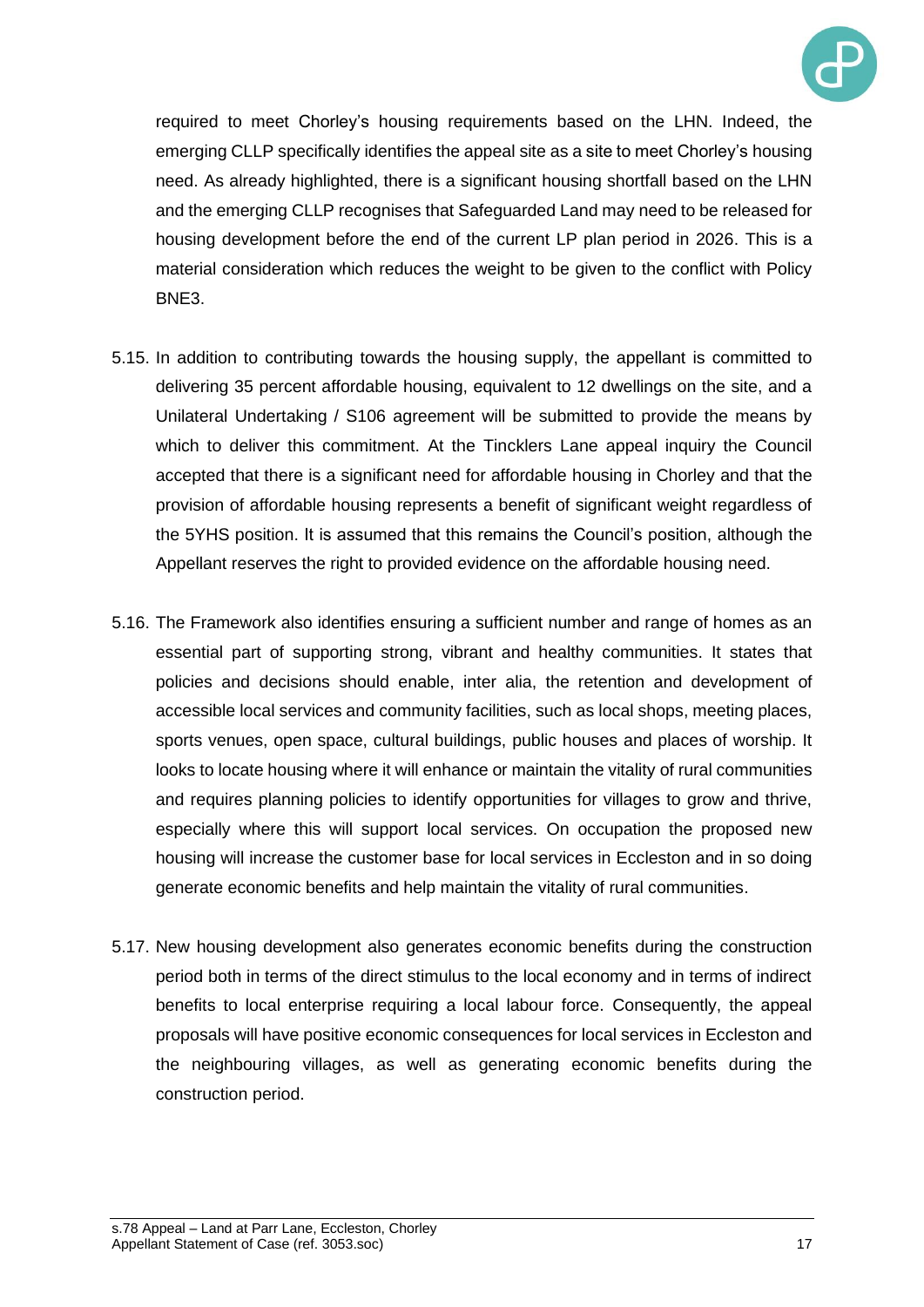required to meet Chorley's housing requirements based on the LHN. Indeed, the emerging CLLP specifically identifies the appeal site as a site to meet Chorley's housing need. As already highlighted, there is a significant housing shortfall based on the LHN and the emerging CLLP recognises that Safeguarded Land may need to be released for housing development before the end of the current LP plan period in 2026. This is a material consideration which reduces the weight to be given to the conflict with Policy BNE3.

5.15. In addition to contributing towards the housing supply, the appellant is committed to delivering 35 percent affordable housing, equivalent to 12 dwellings on the site, and a Unilateral Undertaking / S106 agreement will be submitted to provide the means by which to deliver this commitment. At the Tincklers Lane appeal inquiry the Council accepted that there is a significant need for affordable housing in Chorley and that the provision of affordable housing represents a benefit of significant weight regardless of the 5YHS position. It is assumed that this remains the Council's position, although the Appellant reserves the right to provided evidence on the affordable housing need.

5.16. The Framework also identifies ensuring a sufficient number and range of homes as an essential part of supporting strong, vibrant and healthy communities. It states that policies and decisions should enable, inter alia, the retention and development of accessible local services and community facilities, such as local shops, meeting places, sports venues, open space, cultural buildings, public houses and places of worship. It looks to locate housing where it will enhance or maintain the vitality of rural communities and requires planning policies to identify opportunities for villages to grow and thrive, especially where this will support local services. On occupation the proposed new housing will increase the customer base for local services in Eccleston and in so doing generate economic benefits and help maintain the vitality of rural communities.

5.17. New housing development also generates economic benefits during the construction period both in terms of the direct stimulus to the local economy and in terms of indirect benefits to local enterprise requiring a local labour force. Consequently, the appeal proposals will have positive economic consequences for local services in Eccleston and the neighbouring villages, as well as generating economic benefits during the construction period.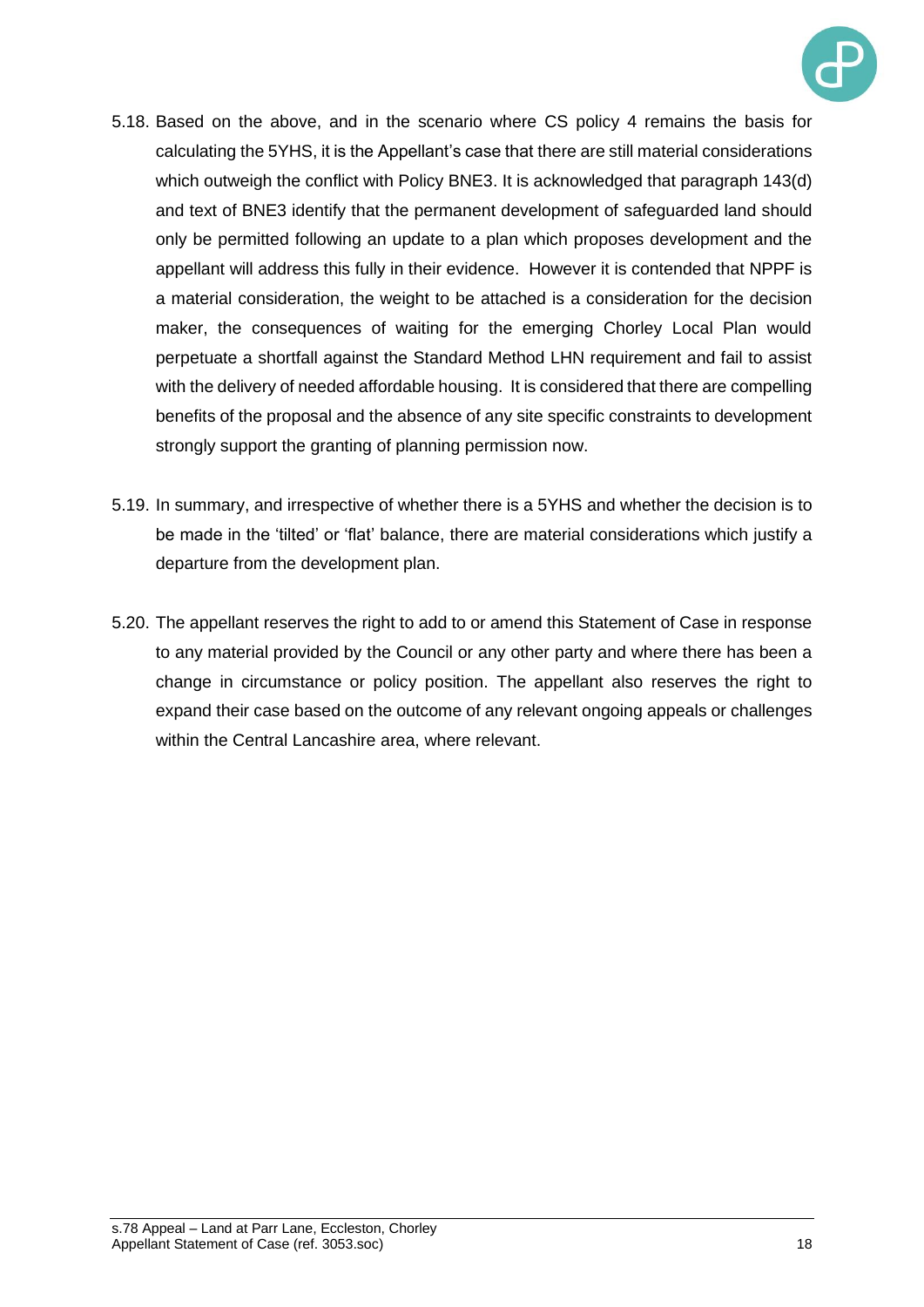5.18. Based on the above, and in the scenario where CS policy 4 remains the basis for calculating the 5YHS, it is the Appellant's case that there are still material considerations which outweigh the conflict with Policy BNE3. It is acknowledged that paragraph 143(d) and text of BNE3 identify that the permanent development of safeguarded land should only be permitted following an update to a plan which proposes development and the appellant will address this fully in their evidence. However it is contended that NPPF is a material consideration, the weight to be attached is a consideration for the decision maker, the consequences of waiting for the emerging Chorley Local Plan would perpetuate a shortfall against the Standard Method LHN requirement and fail to assist with the delivery of needed affordable housing. It is considered that there are compelling benefits of the proposal and the absence of any site specific constraints to development strongly support the granting of planning permission now.

5.19. In summary, and irrespective of whether there is a 5YHS and whether the decision is to be made in the 'tilted' or 'flat' balance, there are material considerations which justify a departure from the development plan.

5.20. The appellant reserves the right to add to or amend this Statement of Case in response to any material provided by the Council or any other party and where there has been a change in circumstance or policy position. The appellant also reserves the right to expand their case based on the outcome of any relevant ongoing appeals or challenges within the Central Lancashire area, where relevant.